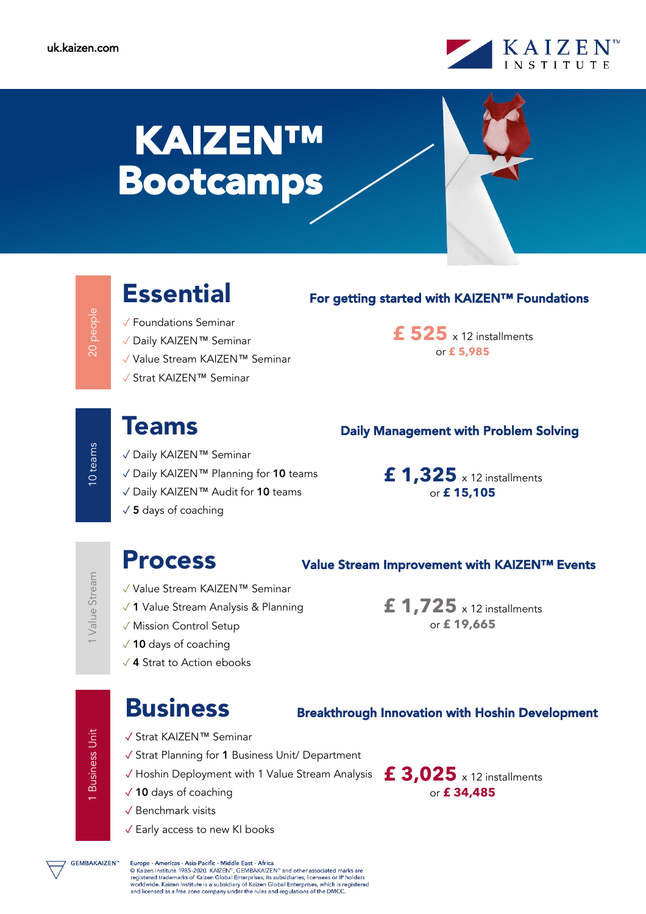uk.kaizen.com

KAIZEN™ INSTITUTE

# KAIZEN™ Bootcamps

## Essential

20 people

**For getting started with KAIZEN™ Foundations**

- ✓ Foundations Seminar
- ✓ Daily KAIZEN™ Seminar
- ✓ Value Stream KAIZEN™ Seminar
- ✓ Strat KAIZEN™ Seminar

**£ 525** x 12 installments
or **£ 5,985**

## Teams

10 teams

**Daily Management with Problem Solving**

- ✓ Daily KAIZEN™ Seminar
- ✓ Daily KAIZEN™ Planning for **10** teams
- ✓ Daily KAIZEN™ Audit for **10** teams
- ✓ **5** days of coaching

**£ 1,325** x 12 installments
or **£ 15,105**

## Process

1 Value Stream

**Value Stream Improvement with KAIZEN™ Events**

- ✓ Value Stream KAIZEN™ Seminar
- ✓ **1** Value Stream Analysis & Planning
- ✓ Mission Control Setup
- ✓ **10** days of coaching
- ✓ **4** Strat to Action ebooks

**£ 1,725** x 12 installments
or **£ 19,665**

## Business

1 Business Unit

**Breakthrough Innovation with Hoshin Development**

- ✓ Strat KAIZEN™ Seminar
- ✓ Strat Planning for **1** Business Unit/ Department
- ✓ Hoshin Deployment with 1 Value Stream Analysis
- ✓ **10** days of coaching
- ✓ Benchmark visits
- ✓ Early access to new KI books

**£ 3,025** x 12 installments
or **£ 34,485**

GEMBAKAIZEN™

Europe · Americas · Asia-Pacific · Middle East · Africa
© Kaizen Institute 1985-2020. KAIZEN™, GEMBAKAIZEN™ and other associated marks are registered trademarks of Kaizen Global Enterprises, its subsidiaries, licensees or IP holders worldwide. Kaizen Institute is a subsidiary of Kaizen Global Enterprises, which is registered and licensed as a free zone company under the rules and regulations of the DMCC.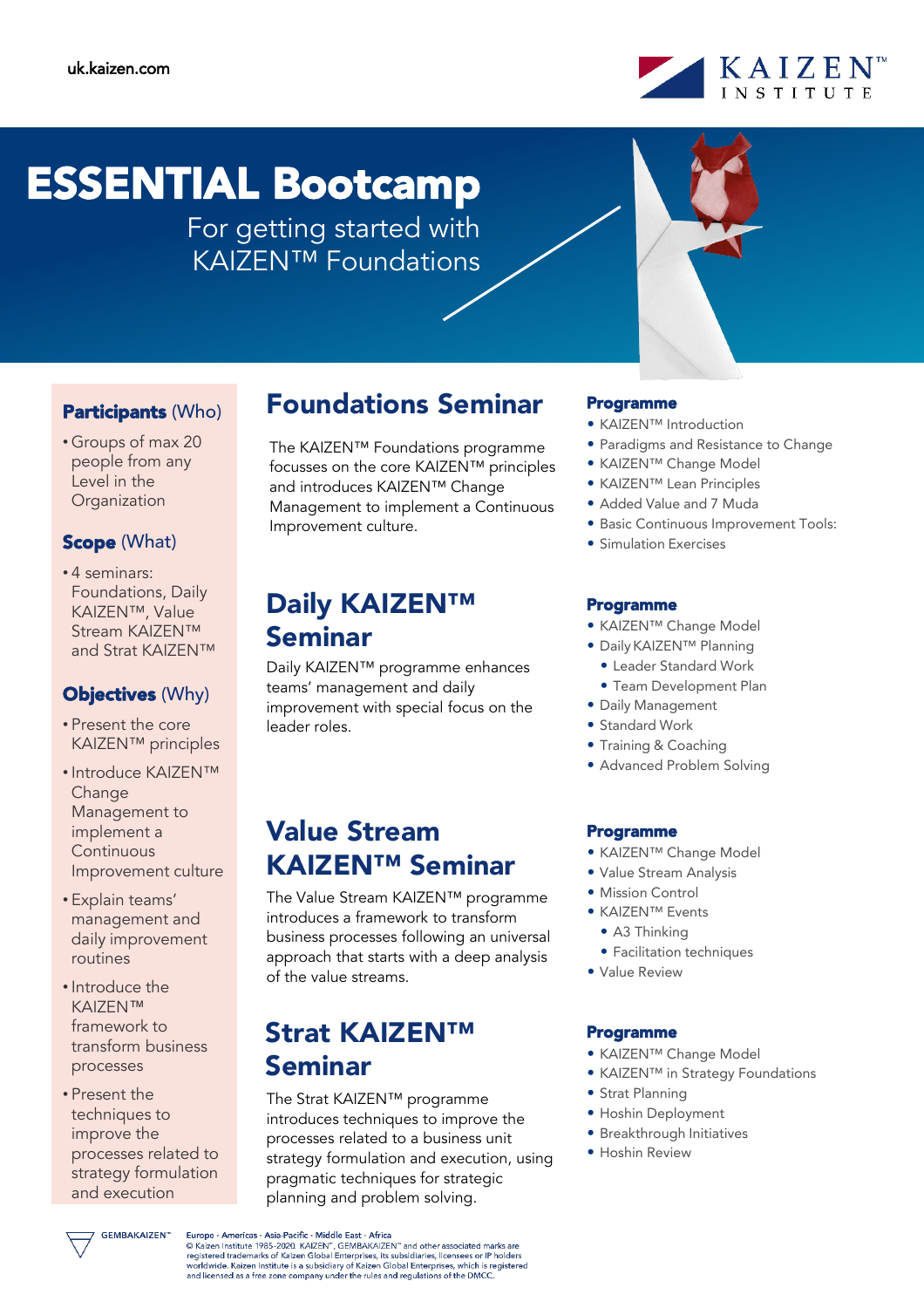uk.kaizen.com

# ESSENTIAL Bootcamp

For getting started with KAIZEN™ Foundations

## Participants (Who)

- Groups of max 20 people from any Level in the Organization

## Scope (What)

- 4 seminars: Foundations, Daily KAIZEN™, Value Stream KAIZEN™ and Strat KAIZEN™

## Objectives (Why)

- Present the core KAIZEN™ principles
- Introduce KAIZEN™ Change Management to implement a Continuous Improvement culture
- Explain teams' management and daily improvement routines
- Introduce the KAIZEN™ framework to transform business processes
- Present the techniques to improve the processes related to strategy formulation and execution

## Foundations Seminar

The KAIZEN™ Foundations programme focusses on the core KAIZEN™ principles and introduces KAIZEN™ Change Management to implement a Continuous Improvement culture.

### Programme

- KAIZEN™ Introduction
- Paradigms and Resistance to Change
- KAIZEN™ Change Model
- KAIZEN™ Lean Principles
- Added Value and 7 Muda
- Basic Continuous Improvement Tools:
- Simulation Exercises

## Daily KAIZEN™ Seminar

Daily KAIZEN™ programme enhances teams' management and daily improvement with special focus on the leader roles.

### Programme

- KAIZEN™ Change Model
- Daily KAIZEN™ Planning
  - Leader Standard Work
  - Team Development Plan
- Daily Management
- Standard Work
- Training & Coaching
- Advanced Problem Solving

## Value Stream KAIZEN™ Seminar

The Value Stream KAIZEN™ programme introduces a framework to transform business processes following an universal approach that starts with a deep analysis of the value streams.

### Programme

- KAIZEN™ Change Model
- Value Stream Analysis
- Mission Control
- KAIZEN™ Events
  - A3 Thinking
  - Facilitation techniques
- Value Review

## Strat KAIZEN™ Seminar

The Strat KAIZEN™ programme introduces techniques to improve the processes related to a business unit strategy formulation and execution, using pragmatic techniques for strategic planning and problem solving.

### Programme

- KAIZEN™ Change Model
- KAIZEN™ in Strategy Foundations
- Strat Planning
- Hoshin Deployment
- Breakthrough Initiatives
- Hoshin Review

GEMBAKAIZEN™

Europe · Americas · Asia-Pacific · Middle East · Africa
© Kaizen Institute 1985-2020. KAIZEN™, GEMBAKAIZEN™ and other associated marks are registered trademarks of Kaizen Global Enterprises, its subsidiaries, licensees or IP holders worldwide. Kaizen Institute is a subsidiary of Kaizen Global Enterprises, which is registered and licensed as a free zone company under the rules and regulations of the DMCC.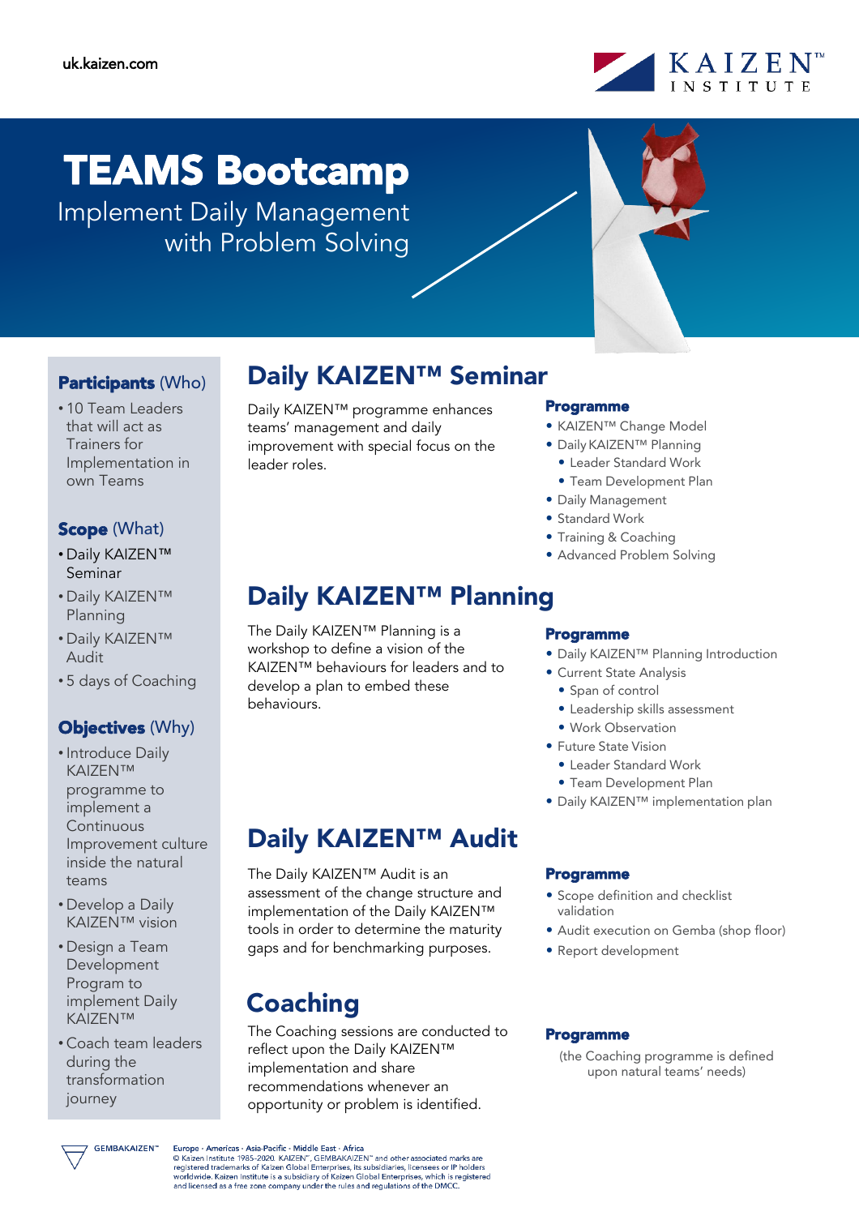uk.kaizen.com

# TEAMS Bootcamp

Implement Daily Management with Problem Solving

**Participants** (Who)

- 10 Team Leaders that will act as Trainers for Implementation in own Teams

**Scope** (What)

- Daily KAIZEN™ Seminar
- Daily KAIZEN™ Planning
- Daily KAIZEN™ Audit
- 5 days of Coaching

**Objectives** (Why)

- Introduce Daily KAIZEN™ programme to implement a Continuous Improvement culture inside the natural teams
- Develop a Daily KAIZEN™ vision
- Design a Team Development Program to implement Daily KAIZEN™
- Coach team leaders during the transformation journey

## Daily KAIZEN™ Seminar

Daily KAIZEN™ programme enhances teams' management and daily improvement with special focus on the leader roles.

**Programme**

- KAIZEN™ Change Model
- Daily KAIZEN™ Planning
  - Leader Standard Work
  - Team Development Plan
- Daily Management
- Standard Work
- Training & Coaching
- Advanced Problem Solving

## Daily KAIZEN™ Planning

The Daily KAIZEN™ Planning is a workshop to define a vision of the KAIZEN™ behaviours for leaders and to develop a plan to embed these behaviours.

**Programme**

- Daily KAIZEN™ Planning Introduction
- Current State Analysis
  - Span of control
  - Leadership skills assessment
  - Work Observation
- Future State Vision
  - Leader Standard Work
  - Team Development Plan
- Daily KAIZEN™ implementation plan

## Daily KAIZEN™ Audit

The Daily KAIZEN™ Audit is an assessment of the change structure and implementation of the Daily KAIZEN™ tools in order to determine the maturity gaps and for benchmarking purposes.

**Programme**

- Scope definition and checklist validation
- Audit execution on Gemba (shop floor)
- Report development

## Coaching

The Coaching sessions are conducted to reflect upon the Daily KAIZEN™ implementation and share recommendations whenever an opportunity or problem is identified.

**Programme**

(the Coaching programme is defined upon natural teams' needs)

GEMBAKAIZEN™

Europe · Americas · Asia-Pacific · Middle East · Africa
© Kaizen Institute 1985-2020. KAIZEN™, GEMBAKAIZEN™ and other associated marks are registered trademarks of Kaizen Global Enterprises, its subsidiaries, licensees or IP holders worldwide. Kaizen Institute is a subsidiary of Kaizen Global Enterprises, which is registered and licensed as a free zone company under the rules and regulations of the DMCC.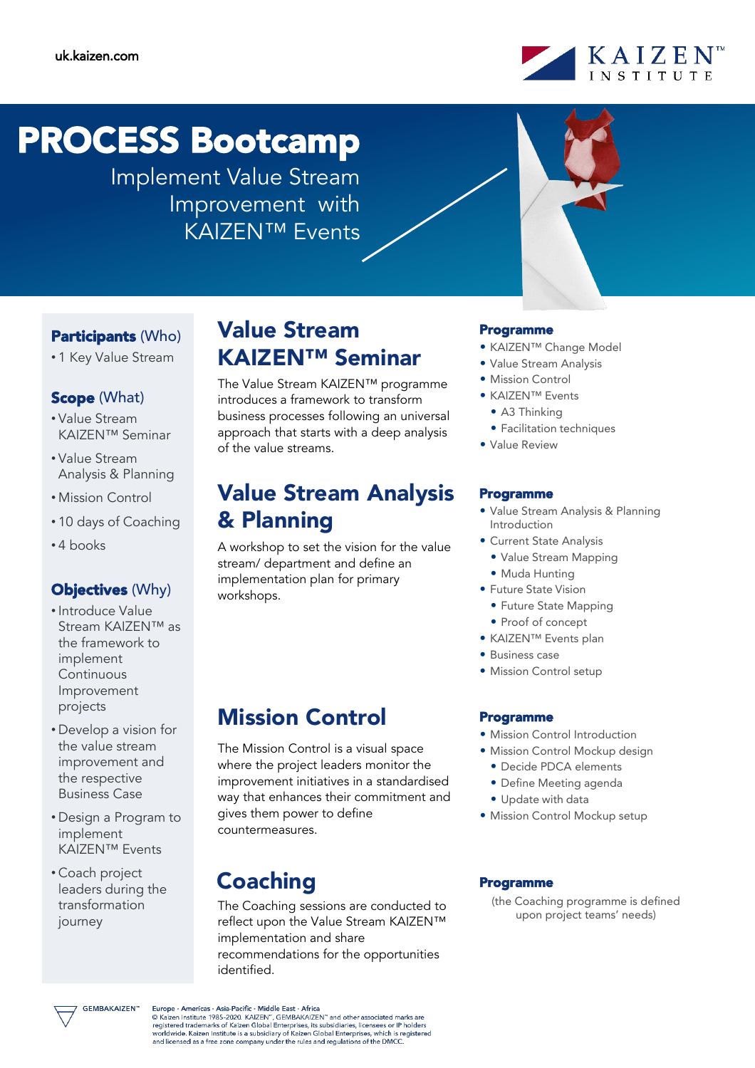uk.kaizen.com

# PROCESS Bootcamp

Implement Value Stream Improvement with KAIZEN™ Events

**Participants** (Who)

- 1 Key Value Stream

**Scope** (What)

- Value Stream KAIZEN™ Seminar
- Value Stream Analysis & Planning
- Mission Control
- 10 days of Coaching
- 4 books

**Objectives** (Why)

- Introduce Value Stream KAIZEN™ as the framework to implement Continuous Improvement projects
- Develop a vision for the value stream improvement and the respective Business Case
- Design a Program to implement KAIZEN™ Events
- Coach project leaders during the transformation journey

## Value Stream KAIZEN™ Seminar

The Value Stream KAIZEN™ programme introduces a framework to transform business processes following an universal approach that starts with a deep analysis of the value streams.

**Programme**

- KAIZEN™ Change Model
- Value Stream Analysis
- Mission Control
- KAIZEN™ Events
  - A3 Thinking
  - Facilitation techniques
- Value Review

## Value Stream Analysis & Planning

A workshop to set the vision for the value stream/ department and define an implementation plan for primary workshops.

**Programme**

- Value Stream Analysis & Planning Introduction
- Current State Analysis
  - Value Stream Mapping
  - Muda Hunting
- Future State Vision
  - Future State Mapping
  - Proof of concept
- KAIZEN™ Events plan
- Business case
- Mission Control setup

## Mission Control

The Mission Control is a visual space where the project leaders monitor the improvement initiatives in a standardised way that enhances their commitment and gives them power to define countermeasures.

**Programme**

- Mission Control Introduction
- Mission Control Mockup design
  - Decide PDCA elements
  - Define Meeting agenda
  - Update with data
- Mission Control Mockup setup

## Coaching

The Coaching sessions are conducted to reflect upon the Value Stream KAIZEN™ implementation and share recommendations for the opportunities identified.

**Programme**

(the Coaching programme is defined upon project teams' needs)

GEMBAKAIZEN™

Europe · Americas · Asia-Pacific · Middle East · Africa
© Kaizen Institute 1985-2020. KAIZEN™, GEMBAKAIZEN™ and other associated marks are registered trademarks of Kaizen Global Enterprises, its subsidiaries, licensees or IP holders worldwide. Kaizen Institute is a subsidiary of Kaizen Global Enterprises, which is registered and licensed as a free zone company under the rules and regulations of the DMCC.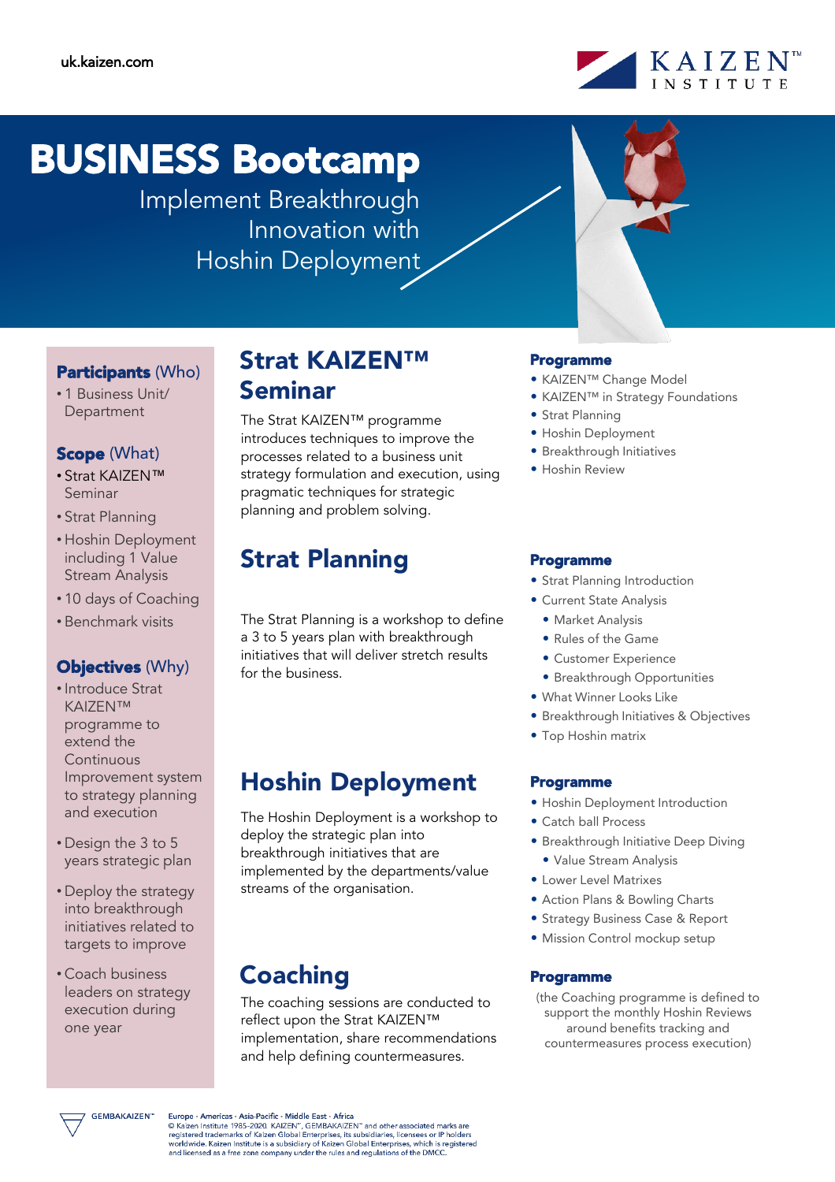uk.kaizen.com

KAIZEN™ INSTITUTE

# BUSINESS Bootcamp

Implement Breakthrough Innovation with Hoshin Deployment

**Participants** (Who)

- 1 Business Unit/ Department

**Scope** (What)

- Strat KAIZEN™ Seminar
- Strat Planning
- Hoshin Deployment including 1 Value Stream Analysis
- 10 days of Coaching
- Benchmark visits

**Objectives** (Why)

- Introduce Strat KAIZEN™ programme to extend the Continuous Improvement system to strategy planning and execution
- Design the 3 to 5 years strategic plan
- Deploy the strategy into breakthrough initiatives related to targets to improve
- Coach business leaders on strategy execution during one year

## Strat KAIZEN™ Seminar

The Strat KAIZEN™ programme introduces techniques to improve the processes related to a business unit strategy formulation and execution, using pragmatic techniques for strategic planning and problem solving.

**Programme**

- KAIZEN™ Change Model
- KAIZEN™ in Strategy Foundations
- Strat Planning
- Hoshin Deployment
- Breakthrough Initiatives
- Hoshin Review

## Strat Planning

The Strat Planning is a workshop to define a 3 to 5 years plan with breakthrough initiatives that will deliver stretch results for the business.

**Programme**

- Strat Planning Introduction
- Current State Analysis
  - Market Analysis
  - Rules of the Game
  - Customer Experience
  - Breakthrough Opportunities
- What Winner Looks Like
- Breakthrough Initiatives & Objectives
- Top Hoshin matrix

## Hoshin Deployment

The Hoshin Deployment is a workshop to deploy the strategic plan into breakthrough initiatives that are implemented by the departments/value streams of the organisation.

**Programme**

- Hoshin Deployment Introduction
- Catch ball Process
- Breakthrough Initiative Deep Diving
  - Value Stream Analysis
- Lower Level Matrixes
- Action Plans & Bowling Charts
- Strategy Business Case & Report
- Mission Control mockup setup

## Coaching

The coaching sessions are conducted to reflect upon the Strat KAIZEN™ implementation, share recommendations and help defining countermeasures.

**Programme**

(the Coaching programme is defined to support the monthly Hoshin Reviews around benefits tracking and countermeasures process execution)

GEMBAKAIZEN™

Europe · Americas · Asia-Pacific · Middle East · Africa
© Kaizen Institute 1985-2020. KAIZEN™, GEMBAKAIZEN™ and other associated marks are registered trademarks of Kaizen Global Enterprises, its subsidiaries, licensees or IP holders worldwide. Kaizen Institute is a subsidiary of Kaizen Global Enterprises, which is registered and licensed as a free zone company under the rules and regulations of the DMCC.